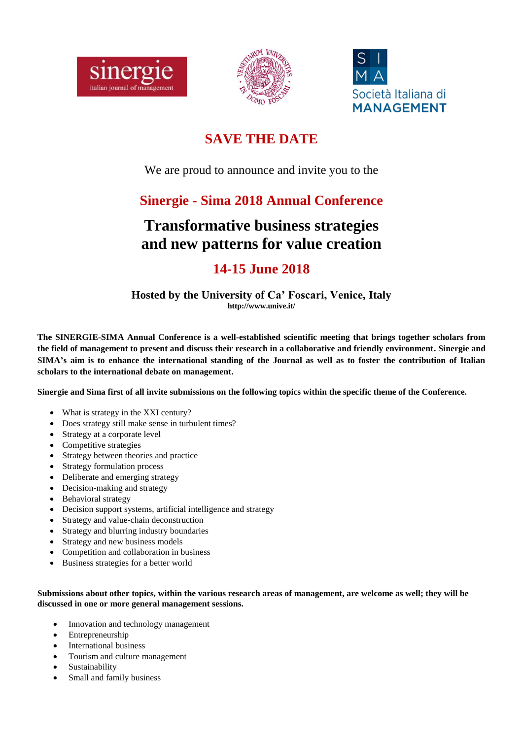sinergie
italian journal of management

S I
M A
Società Italiana di
MANAGEMENT

# SAVE THE DATE

We are proud to announce and invite you to the

## Sinergie - Sima 2018 Annual Conference

## Transformative business strategies and new patterns for value creation

## 14-15 June 2018

### Hosted by the University of Ca' Foscari, Venice, Italy

**http://www.unive.it/**

**The SINERGIE-SIMA Annual Conference is a well-established scientific meeting that brings together scholars from the field of management to present and discuss their research in a collaborative and friendly environment. Sinergie and SIMA's aim is to enhance the international standing of the Journal as well as to foster the contribution of Italian scholars to the international debate on management.**

**Sinergie and Sima first of all invite submissions on the following topics within the specific theme of the Conference.**

- What is strategy in the XXI century?
- Does strategy still make sense in turbulent times?
- Strategy at a corporate level
- Competitive strategies
- Strategy between theories and practice
- Strategy formulation process
- Deliberate and emerging strategy
- Decision-making and strategy
- Behavioral strategy
- Decision support systems, artificial intelligence and strategy
- Strategy and value-chain deconstruction
- Strategy and blurring industry boundaries
- Strategy and new business models
- Competition and collaboration in business
- Business strategies for a better world

**Submissions about other topics, within the various research areas of management, are welcome as well; they will be discussed in one or more general management sessions.**

- Innovation and technology management
- Entrepreneurship
- International business
- Tourism and culture management
- Sustainability
- Small and family business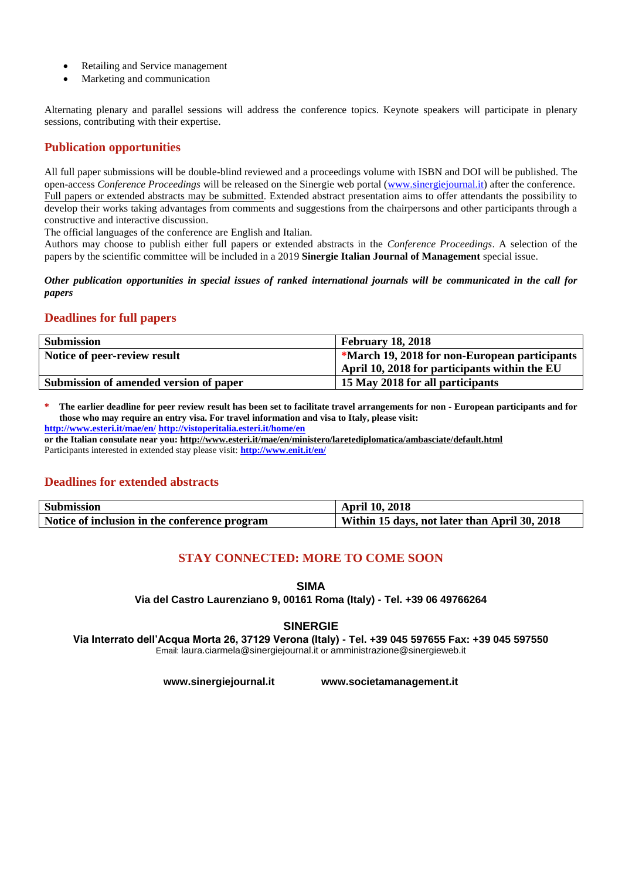- Retailing and Service management
- Marketing and communication

Alternating plenary and parallel sessions will address the conference topics. Keynote speakers will participate in plenary sessions, contributing with their expertise.

## Publication opportunities

All full paper submissions will be double-blind reviewed and a proceedings volume with ISBN and DOI will be published. The open-access *Conference Proceedings* will be released on the Sinergie web portal (www.sinergiejournal.it) after the conference. Full papers or extended abstracts may be submitted. Extended abstract presentation aims to offer attendants the possibility to develop their works taking advantages from comments and suggestions from the chairpersons and other participants through a constructive and interactive discussion.
The official languages of the conference are English and Italian.
Authors may choose to publish either full papers or extended abstracts in the *Conference Proceedings*. A selection of the papers by the scientific committee will be included in a 2019 **Sinergie Italian Journal of Management** special issue.

***Other publication opportunities in special issues of ranked international journals will be communicated in the call for papers***

## Deadlines for full papers

| | |
|---|---|
| **Submission** | **February 18, 2018** |
| **Notice of peer-review result** | ***March 19, 2018 for non-European participants**<br>**April 10, 2018 for participants within the EU** |
| **Submission of amended version of paper** | **15 May 2018 for all participants** |

**\* The earlier deadline for peer review result has been set to facilitate travel arrangements for non - European participants and for those who may require an entry visa. For travel information and visa to Italy, please visit:**
**http://www.esteri.it/mae/en/ http://vistoperitalia.esteri.it/home/en**
**or the Italian consulate near you: http://www.esteri.it/mae/en/ministero/laretediplomatica/ambasciate/default.html**
Participants interested in extended stay please visit: **http://www.enit.it/en/**

## Deadlines for extended abstracts

| | |
|---|---|
| **Submission** | **April 10, 2018** |
| **Notice of inclusion in the conference program** | **Within 15 days, not later than April 30, 2018** |

## STAY CONNECTED: MORE TO COME SOON

**SIMA**
**Via del Castro Laurenziano 9, 00161 Roma (Italy) - Tel. +39 06 49766264**

**SINERGIE**
**Via Interrato dell'Acqua Morta 26, 37129 Verona (Italy) - Tel. +39 045 597655 Fax: +39 045 597550**
Email: laura.ciarmela@sinergiejournal.it or amministrazione@sinergieweb.it

**www.sinergiejournal.it** **www.societamanagement.it**